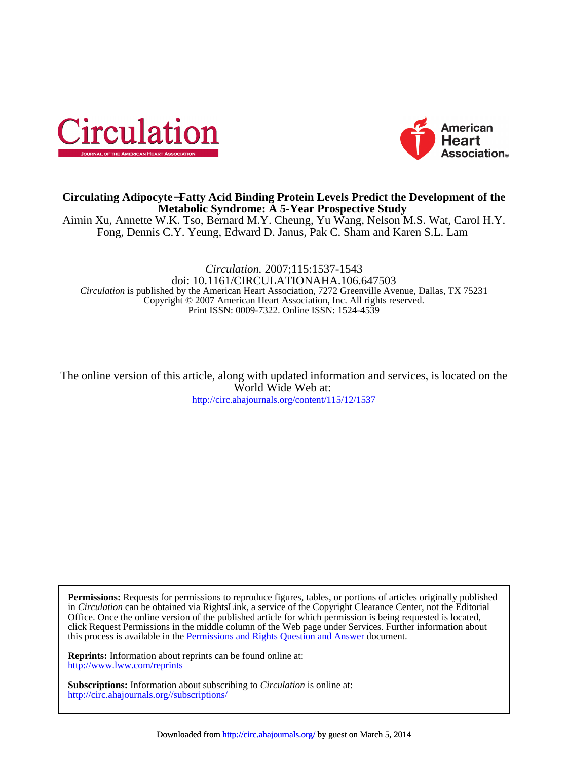# Circulating Adipocyte−Fatty Acid Binding Protein Levels Predict the Development of the Metabolic Syndrome: A 5-Year Prospective Study

Aimin Xu, Annette W.K. Tso, Bernard M.Y. Cheung, Yu Wang, Nelson M.S. Wat, Carol H.Y. Fong, Dennis C.Y. Yeung, Edward D. Janus, Pak C. Sham and Karen S.L. Lam

*Circulation.* 2007;115:1537-1543
doi: 10.1161/CIRCULATIONAHA.106.647503
*Circulation* is published by the American Heart Association, 7272 Greenville Avenue, Dallas, TX 75231
Copyright © 2007 American Heart Association, Inc. All rights reserved.
Print ISSN: 0009-7322. Online ISSN: 1524-4539

The online version of this article, along with updated information and services, is located on the World Wide Web at:
http://circ.ahajournals.org/content/115/12/1537

**Permissions:** Requests for permissions to reproduce figures, tables, or portions of articles originally published in *Circulation* can be obtained via RightsLink, a service of the Copyright Clearance Center, not the Editorial Office. Once the online version of the published article for which permission is being requested is located, click Request Permissions in the middle column of the Web page under Services. Further information about this process is available in the Permissions and Rights Question and Answer document.

**Reprints:** Information about reprints can be found online at:
http://www.lww.com/reprints

**Subscriptions:** Information about subscribing to *Circulation* is online at:
http://circ.ahajournals.org//subscriptions/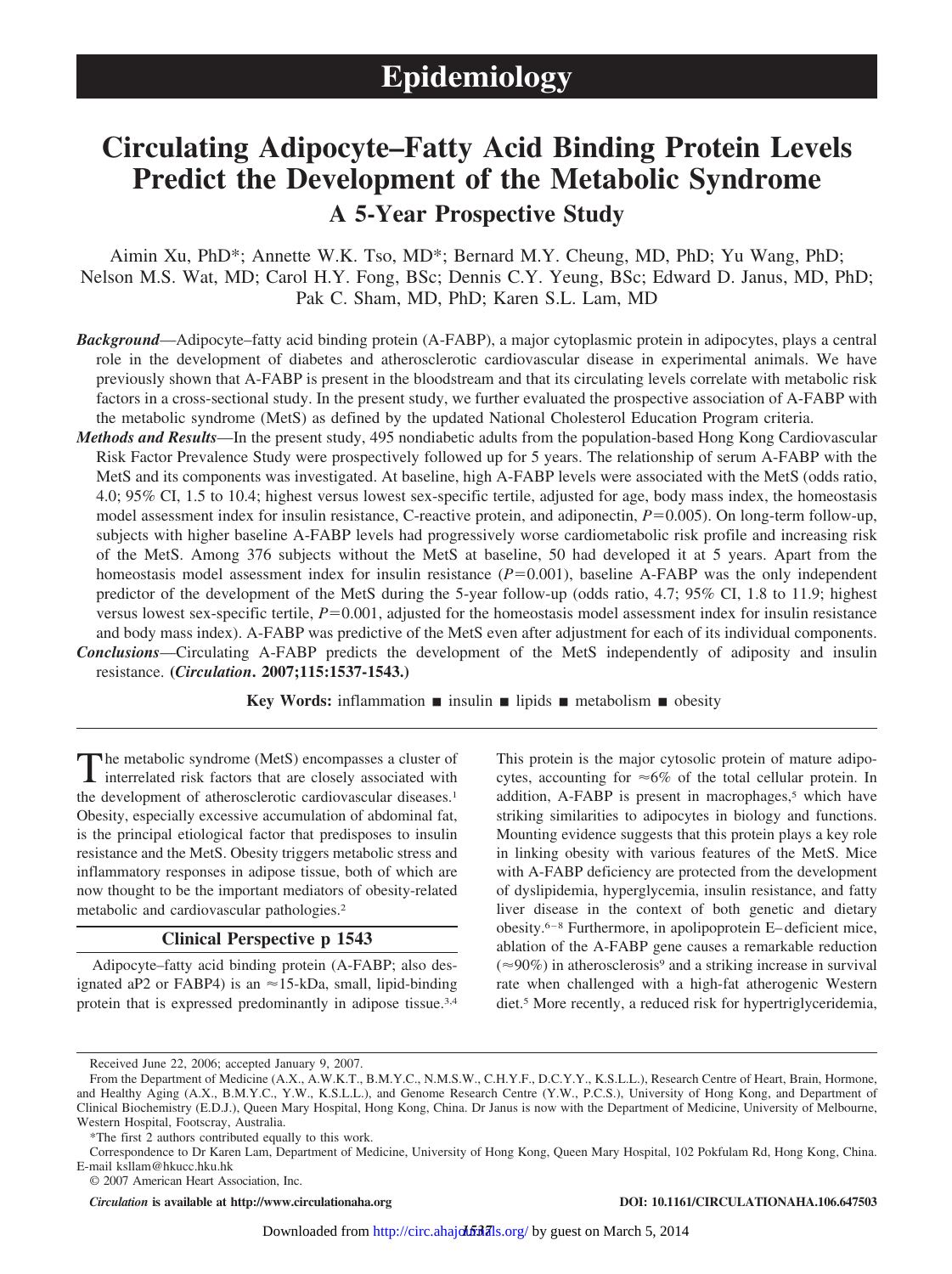# Epidemiology

# Circulating Adipocyte–Fatty Acid Binding Protein Levels Predict the Development of the Metabolic Syndrome

## A 5-Year Prospective Study

Aimin Xu, PhD*; Annette W.K. Tso, MD*; Bernard M.Y. Cheung, MD, PhD; Yu Wang, PhD; Nelson M.S. Wat, MD; Carol H.Y. Fong, BSc; Dennis C.Y. Yeung, BSc; Edward D. Janus, MD, PhD; Pak C. Sham, MD, PhD; Karen S.L. Lam, MD

***Background*****—**Adipocyte–fatty acid binding protein (A-FABP), a major cytoplasmic protein in adipocytes, plays a central role in the development of diabetes and atherosclerotic cardiovascular disease in experimental animals. We have previously shown that A-FABP is present in the bloodstream and that its circulating levels correlate with metabolic risk factors in a cross-sectional study. In the present study, we further evaluated the prospective association of A-FABP with the metabolic syndrome (MetS) as defined by the updated National Cholesterol Education Program criteria.

***Methods and Results*****—**In the present study, 495 nondiabetic adults from the population-based Hong Kong Cardiovascular Risk Factor Prevalence Study were prospectively followed up for 5 years. The relationship of serum A-FABP with the MetS and its components was investigated. At baseline, high A-FABP levels were associated with the MetS (odds ratio, 4.0; 95% CI, 1.5 to 10.4; highest versus lowest sex-specific tertile, adjusted for age, body mass index, the homeostasis model assessment index for insulin resistance, C-reactive protein, and adiponectin, $P=0.005$). On long-term follow-up, subjects with higher baseline A-FABP levels had progressively worse cardiometabolic risk profile and increasing risk of the MetS. Among 376 subjects without the MetS at baseline, 50 had developed it at 5 years. Apart from the homeostasis model assessment index for insulin resistance ($P=0.001$), baseline A-FABP was the only independent predictor of the development of the MetS during the 5-year follow-up (odds ratio, 4.7; 95% CI, 1.8 to 11.9; highest versus lowest sex-specific tertile, $P=0.001$, adjusted for the homeostasis model assessment index for insulin resistance and body mass index). A-FABP was predictive of the MetS even after adjustment for each of its individual components.

***Conclusions*****—**Circulating A-FABP predicts the development of the MetS independently of adiposity and insulin resistance. **(*Circulation*. 2007;115:1537-1543.)**

**Key Words:** inflammation ■ insulin ■ lipids ■ metabolism ■ obesity

The metabolic syndrome (MetS) encompasses a cluster of interrelated risk factors that are closely associated with the development of atherosclerotic cardiovascular diseases.[1] Obesity, especially excessive accumulation of abdominal fat, is the principal etiological factor that predisposes to insulin resistance and the MetS. Obesity triggers metabolic stress and inflammatory responses in adipose tissue, both of which are now thought to be the important mediators of obesity-related metabolic and cardiovascular pathologies.[2]

**Clinical Perspective p 1543**

Adipocyte–fatty acid binding protein (A-FABP; also designated aP2 or FABP4) is an ≈15-kDa, small, lipid-binding protein that is expressed predominantly in adipose tissue.[3,4] This protein is the major cytosolic protein of mature adipocytes, accounting for ≈6% of the total cellular protein. In addition, A-FABP is present in macrophages,[5] which have striking similarities to adipocytes in biology and functions. Mounting evidence suggests that this protein plays a key role in linking obesity with various features of the MetS. Mice with A-FABP deficiency are protected from the development of dyslipidemia, hyperglycemia, insulin resistance, and fatty liver disease in the context of both genetic and dietary obesity.[6–8] Furthermore, in apolipoprotein E–deficient mice, ablation of the A-FABP gene causes a remarkable reduction (≈90%) in atherosclerosis[9] and a striking increase in survival rate when challenged with a high-fat atherogenic Western diet.[5] More recently, a reduced risk for hypertriglyceridemia,

Received June 22, 2006; accepted January 9, 2007.

From the Department of Medicine (A.X., A.W.K.T., B.M.Y.C., N.M.S.W., C.H.Y.F., D.C.Y.Y., K.S.L.L.), Research Centre of Heart, Brain, Hormone, and Healthy Aging (A.X., B.M.Y.C., Y.W., K.S.L.L.), and Genome Research Centre (Y.W., P.C.S.), University of Hong Kong, and Department of Clinical Biochemistry (E.D.J.), Queen Mary Hospital, Hong Kong, China. Dr Janus is now with the Department of Medicine, University of Melbourne, Western Hospital, Footscray, Australia.

*The first 2 authors contributed equally to this work.

Correspondence to Dr Karen Lam, Department of Medicine, University of Hong Kong, Queen Mary Hospital, 102 Pokfulam Rd, Hong Kong, China. E-mail ksllam@hkucc.hku.hk

© 2007 American Heart Association, Inc.

*Circulation* is available at http://www.circulationaha.org DOI: 10.1161/CIRCULATIONAHA.106.647503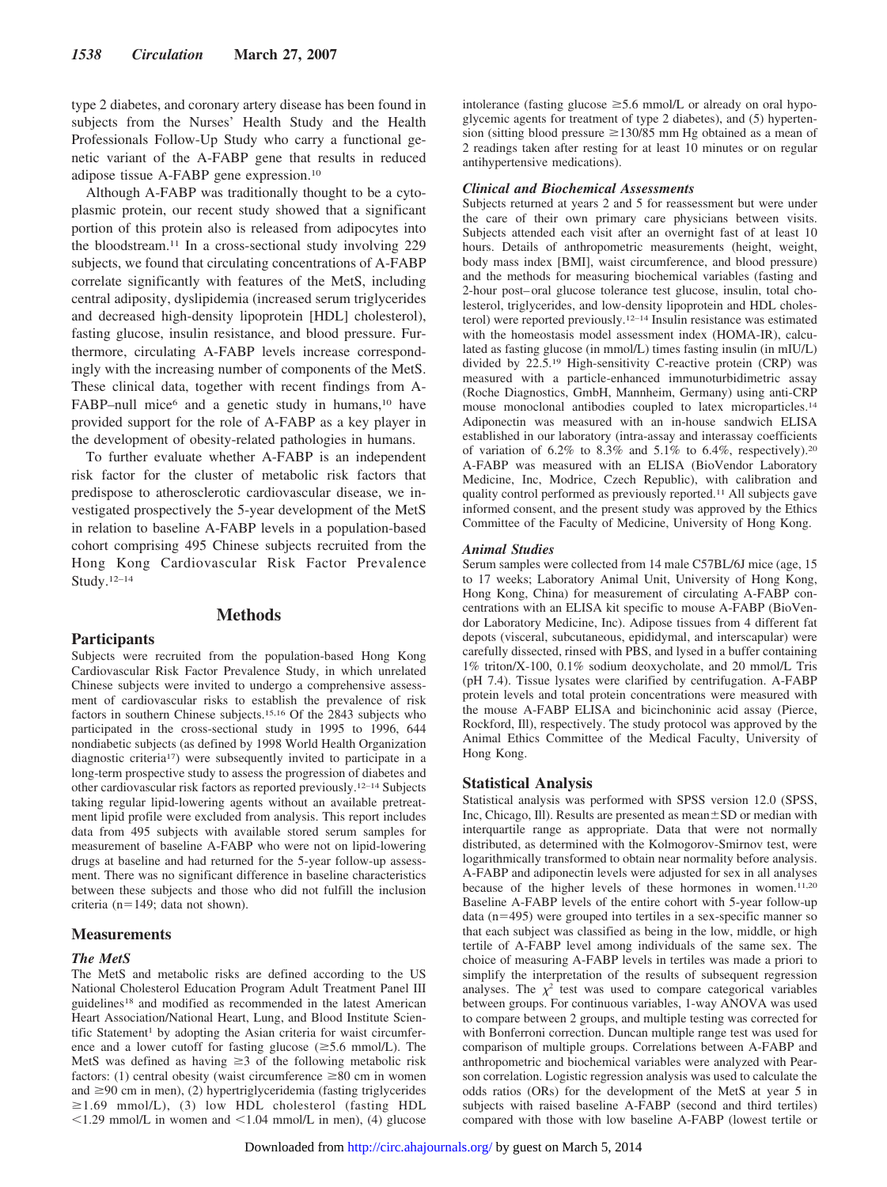type 2 diabetes, and coronary artery disease has been found in subjects from the Nurses' Health Study and the Health Professionals Follow-Up Study who carry a functional genetic variant of the A-FABP gene that results in reduced adipose tissue A-FABP gene expression.[10]

Although A-FABP was traditionally thought to be a cytoplasmic protein, our recent study showed that a significant portion of this protein also is released from adipocytes into the bloodstream.[11] In a cross-sectional study involving 229 subjects, we found that circulating concentrations of A-FABP correlate significantly with features of the MetS, including central adiposity, dyslipidemia (increased serum triglycerides and decreased high-density lipoprotein [HDL] cholesterol), fasting glucose, insulin resistance, and blood pressure. Furthermore, circulating A-FABP levels increase correspondingly with the increasing number of components of the MetS. These clinical data, together with recent findings from A-FABP–null mice[6] and a genetic study in humans,[10] have provided support for the role of A-FABP as a key player in the development of obesity-related pathologies in humans.

To further evaluate whether A-FABP is an independent risk factor for the cluster of metabolic risk factors that predispose to atherosclerotic cardiovascular disease, we investigated prospectively the 5-year development of the MetS in relation to baseline A-FABP levels in a population-based cohort comprising 495 Chinese subjects recruited from the Hong Kong Cardiovascular Risk Factor Prevalence Study.[12–14]

## Methods

### Participants

Subjects were recruited from the population-based Hong Kong Cardiovascular Risk Factor Prevalence Study, in which unrelated Chinese subjects were invited to undergo a comprehensive assessment of cardiovascular risks to establish the prevalence of risk factors in southern Chinese subjects.[15,16] Of the 2843 subjects who participated in the cross-sectional study in 1995 to 1996, 644 nondiabetic subjects (as defined by 1998 World Health Organization diagnostic criteria[17]) were subsequently invited to participate in a long-term prospective study to assess the progression of diabetes and other cardiovascular risk factors as reported previously.[12–14] Subjects taking regular lipid-lowering agents without an available pretreatment lipid profile were excluded from analysis. This report includes data from 495 subjects with available stored serum samples for measurement of baseline A-FABP who were not on lipid-lowering drugs at baseline and had returned for the 5-year follow-up assessment. There was no significant difference in baseline characteristics between these subjects and those who did not fulfill the inclusion criteria (n=149; data not shown).

### Measurements

#### *The MetS*

The MetS and metabolic risks are defined according to the US National Cholesterol Education Program Adult Treatment Panel III guidelines[18] and modified as recommended in the latest American Heart Association/National Heart, Lung, and Blood Institute Scientific Statement[1] by adopting the Asian criteria for waist circumference and a lower cutoff for fasting glucose (≥5.6 mmol/L). The MetS was defined as having ≥3 of the following metabolic risk factors: (1) central obesity (waist circumference ≥80 cm in women and ≥90 cm in men), (2) hypertriglyceridemia (fasting triglycerides ≥1.69 mmol/L), (3) low HDL cholesterol (fasting HDL <1.29 mmol/L in women and <1.04 mmol/L in men), (4) glucose intolerance (fasting glucose ≥5.6 mmol/L or already on oral hypoglycemic agents for treatment of type 2 diabetes), and (5) hypertension (sitting blood pressure ≥130/85 mm Hg obtained as a mean of 2 readings taken after resting for at least 10 minutes or on regular antihypertensive medications).

#### *Clinical and Biochemical Assessments*

Subjects returned at years 2 and 5 for reassessment but were under the care of their own primary care physicians between visits. Subjects attended each visit after an overnight fast of at least 10 hours. Details of anthropometric measurements (height, weight, body mass index [BMI], waist circumference, and blood pressure) and the methods for measuring biochemical variables (fasting and 2-hour post–oral glucose tolerance test glucose, insulin, total cholesterol, triglycerides, and low-density lipoprotein and HDL cholesterol) were reported previously.[12–14] Insulin resistance was estimated with the homeostasis model assessment index (HOMA-IR), calculated as fasting glucose (in mmol/L) times fasting insulin (in mIU/L) divided by 22.5.[19] High-sensitivity C-reactive protein (CRP) was measured with a particle-enhanced immunoturbidimetric assay (Roche Diagnostics, GmbH, Mannheim, Germany) using anti-CRP mouse monoclonal antibodies coupled to latex microparticles.[14] Adiponectin was measured with an in-house sandwich ELISA established in our laboratory (intra-assay and interassay coefficients of variation of 6.2% to 8.3% and 5.1% to 6.4%, respectively).[20] A-FABP was measured with an ELISA (BioVendor Laboratory Medicine, Inc, Modrice, Czech Republic), with calibration and quality control performed as previously reported.[11] All subjects gave informed consent, and the present study was approved by the Ethics Committee of the Faculty of Medicine, University of Hong Kong.

#### *Animal Studies*

Serum samples were collected from 14 male C57BL/6J mice (age, 15 to 17 weeks; Laboratory Animal Unit, University of Hong Kong, Hong Kong, China) for measurement of circulating A-FABP concentrations with an ELISA kit specific to mouse A-FABP (BioVendor Laboratory Medicine, Inc). Adipose tissues from 4 different fat depots (visceral, subcutaneous, epididymal, and interscapular) were carefully dissected, rinsed with PBS, and lysed in a buffer containing 1% triton/X-100, 0.1% sodium deoxycholate, and 20 mmol/L Tris (pH 7.4). Tissue lysates were clarified by centrifugation. A-FABP protein levels and total protein concentrations were measured with the mouse A-FABP ELISA and bicinchoninic acid assay (Pierce, Rockford, Ill), respectively. The study protocol was approved by the Animal Ethics Committee of the Medical Faculty, University of Hong Kong.

### Statistical Analysis

Statistical analysis was performed with SPSS version 12.0 (SPSS, Inc, Chicago, Ill). Results are presented as mean±SD or median with interquartile range as appropriate. Data that were not normally distributed, as determined with the Kolmogorov-Smirnov test, were logarithmically transformed to obtain near normality before analysis. A-FABP and adiponectin levels were adjusted for sex in all analyses because of the higher levels of these hormones in women.[11,20] Baseline A-FABP levels of the entire cohort with 5-year follow-up data (n=495) were grouped into tertiles in a sex-specific manner so that each subject was classified as being in the low, middle, or high tertile of A-FABP level among individuals of the same sex. The choice of measuring A-FABP levels in tertiles was made a priori to simplify the interpretation of the results of subsequent regression analyses. The $\chi^2$ test was used to compare categorical variables between groups. For continuous variables, 1-way ANOVA was used to compare between 2 groups, and multiple testing was corrected for with Bonferroni correction. Duncan multiple range test was used for comparison of multiple groups. Correlations between A-FABP and anthropometric and biochemical variables were analyzed with Pearson correlation. Logistic regression analysis was used to calculate the odds ratios (ORs) for the development of the MetS at year 5 in subjects with raised baseline A-FABP (second and third tertiles) compared with those with low baseline A-FABP (lowest tertile or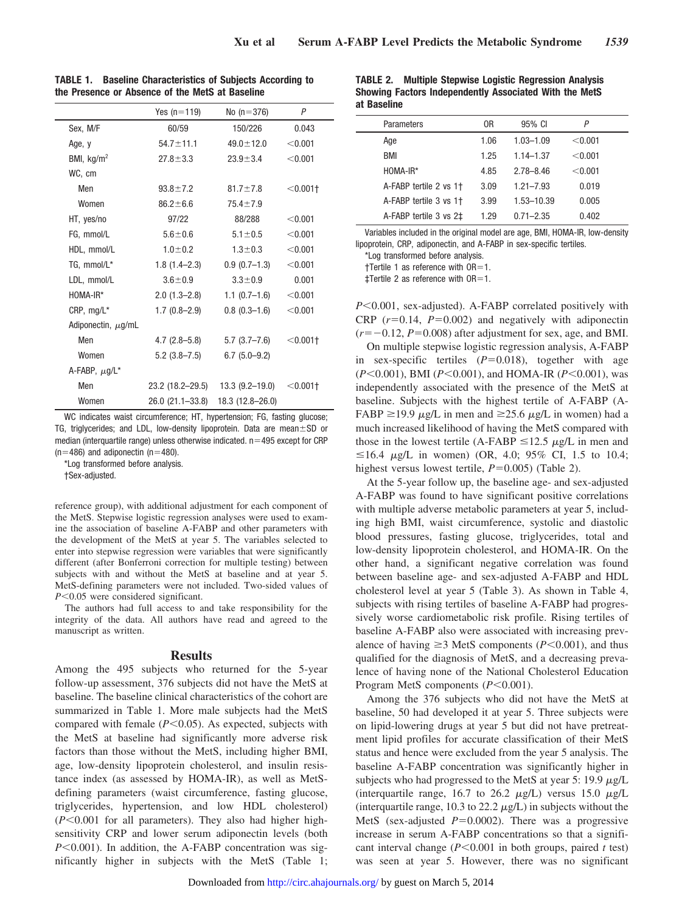**TABLE 1. Baseline Characteristics of Subjects According to the Presence or Absence of the MetS at Baseline**

| | Yes (n=119) | No (n=376) | *P* |
|---|---|---|---|
| Sex, M/F | 60/59 | 150/226 | 0.043 |
| Age, y | 54.7±11.1 | 49.0±12.0 | <0.001 |
| BMI, kg/m$^2$ | 27.8±3.3 | 23.9±3.4 | <0.001 |
| WC, cm | | | |
| Men | 93.8±7.2 | 81.7±7.8 | <0.001† |
| Women | 86.2±6.6 | 75.4±7.9 | |
| HT, yes/no | 97/22 | 88/288 | <0.001 |
| FG, mmol/L | 5.6±0.6 | 5.1±0.5 | <0.001 |
| HDL, mmol/L | 1.0±0.2 | 1.3±0.3 | <0.001 |
| TG, mmol/L* | 1.8 (1.4–2.3) | 0.9 (0.7–1.3) | <0.001 |
| LDL, mmol/L | 3.6±0.9 | 3.3±0.9 | 0.001 |
| HOMA-IR* | 2.0 (1.3–2.8) | 1.1 (0.7–1.6) | <0.001 |
| CRP, mg/L* | 1.7 (0.8–2.9) | 0.8 (0.3–1.6) | <0.001 |
| Adiponectin, μg/mL | | | |
| Men | 4.7 (2.8–5.8) | 5.7 (3.7–7.6) | <0.001† |
| Women | 5.2 (3.8–7.5) | 6.7 (5.0–9.2) | |
| A-FABP, μg/L* | | | |
| Men | 23.2 (18.2–29.5) | 13.3 (9.2–19.0) | <0.001† |
| Women | 26.0 (21.1–33.8) | 18.3 (12.8–26.0) | |

WC indicates waist circumference; HT, hypertension; FG, fasting glucose; TG, triglycerides; and LDL, low-density lipoprotein. Data are mean±SD or median (interquartile range) unless otherwise indicated. n=495 except for CRP (n=486) and adiponectin (n=480).

*Log transformed before analysis.

†Sex-adjusted.

reference group), with additional adjustment for each component of the MetS. Stepwise logistic regression analyses were used to examine the association of baseline A-FABP and other parameters with the development of the MetS at year 5. The variables selected to enter into stepwise regression were variables that were significantly different (after Bonferroni correction for multiple testing) between subjects with and without the MetS at baseline and at year 5. MetS-defining parameters were not included. Two-sided values of $P<0.05$ were considered significant.

The authors had full access to and take responsibility for the integrity of the data. All authors have read and agreed to the manuscript as written.

## Results

Among the 495 subjects who returned for the 5-year follow-up assessment, 376 subjects did not have the MetS at baseline. The baseline clinical characteristics of the cohort are summarized in Table 1. More male subjects had the MetS compared with female ($P<0.05$). As expected, subjects with the MetS at baseline had significantly more adverse risk factors than those without the MetS, including higher BMI, age, low-density lipoprotein cholesterol, and insulin resistance index (as assessed by HOMA-IR), as well as MetS-defining parameters (waist circumference, fasting glucose, triglycerides, hypertension, and low HDL cholesterol) ($P<0.001$ for all parameters). They also had higher high-sensitivity CRP and lower serum adiponectin levels (both $P<0.001$). In addition, the A-FABP concentration was significantly higher in subjects with the MetS (Table 1; $P<0.001$, sex-adjusted). A-FABP correlated positively with CRP ($r=0.14$, $P=0.002$) and negatively with adiponectin ($r=-0.12$, $P=0.008$) after adjustment for sex, age, and BMI.

**TABLE 2. Multiple Stepwise Logistic Regression Analysis Showing Factors Independently Associated With the MetS at Baseline**

| Parameters | OR | 95% CI | *P* |
|---|---|---|---|
| Age | 1.06 | 1.03–1.09 | <0.001 |
| BMI | 1.25 | 1.14–1.37 | <0.001 |
| HOMA-IR* | 4.85 | 2.78–8.46 | <0.001 |
| A-FABP tertile 2 vs 1† | 3.09 | 1.21–7.93 | 0.019 |
| A-FABP tertile 3 vs 1† | 3.99 | 1.53–10.39 | 0.005 |
| A-FABP tertile 3 vs 2‡ | 1.29 | 0.71–2.35 | 0.402 |

Variables included in the original model are age, BMI, HOMA-IR, low-density lipoprotein, CRP, adiponectin, and A-FABP in sex-specific tertiles.

*Log transformed before analysis.

†Tertile 1 as reference with OR=1.

‡Tertile 2 as reference with OR=1.

On multiple stepwise logistic regression analysis, A-FABP in sex-specific tertiles ($P=0.018$), together with age ($P<0.001$), BMI ($P<0.001$), and HOMA-IR ($P<0.001$), was independently associated with the presence of the MetS at baseline. Subjects with the highest tertile of A-FABP (A-FABP ≥19.9 μg/L in men and ≥25.6 μg/L in women) had a much increased likelihood of having the MetS compared with those in the lowest tertile (A-FABP ≤12.5 μg/L in men and ≤16.4 μg/L in women) (OR, 4.0; 95% CI, 1.5 to 10.4; highest versus lowest tertile, $P=0.005$) (Table 2).

At the 5-year follow up, the baseline age- and sex-adjusted A-FABP was found to have significant positive correlations with multiple adverse metabolic parameters at year 5, including high BMI, waist circumference, systolic and diastolic blood pressures, fasting glucose, triglycerides, total and low-density lipoprotein cholesterol, and HOMA-IR. On the other hand, a significant negative correlation was found between baseline age- and sex-adjusted A-FABP and HDL cholesterol level at year 5 (Table 3). As shown in Table 4, subjects with rising tertiles of baseline A-FABP had progressively worse cardiometabolic risk profile. Rising tertiles of baseline A-FABP also were associated with increasing prevalence of having ≥3 MetS components ($P<0.001$), and thus qualified for the diagnosis of MetS, and a decreasing prevalence of having none of the National Cholesterol Education Program MetS components ($P<0.001$).

Among the 376 subjects who did not have the MetS at baseline, 50 had developed it at year 5. Three subjects were on lipid-lowering drugs at year 5 but did not have pretreatment lipid profiles for accurate classification of their MetS status and hence were excluded from the year 5 analysis. The baseline A-FABP concentration was significantly higher in subjects who had progressed to the MetS at year 5: 19.9 μg/L (interquartile range, 16.7 to 26.2 μg/L) versus 15.0 μg/L (interquartile range, 10.3 to 22.2 μg/L) in subjects without the MetS (sex-adjusted $P=0.0002$). There was a progressive increase in serum A-FABP concentrations so that a significant interval change ($P<0.001$ in both groups, paired *t* test) was seen at year 5. However, there was no significant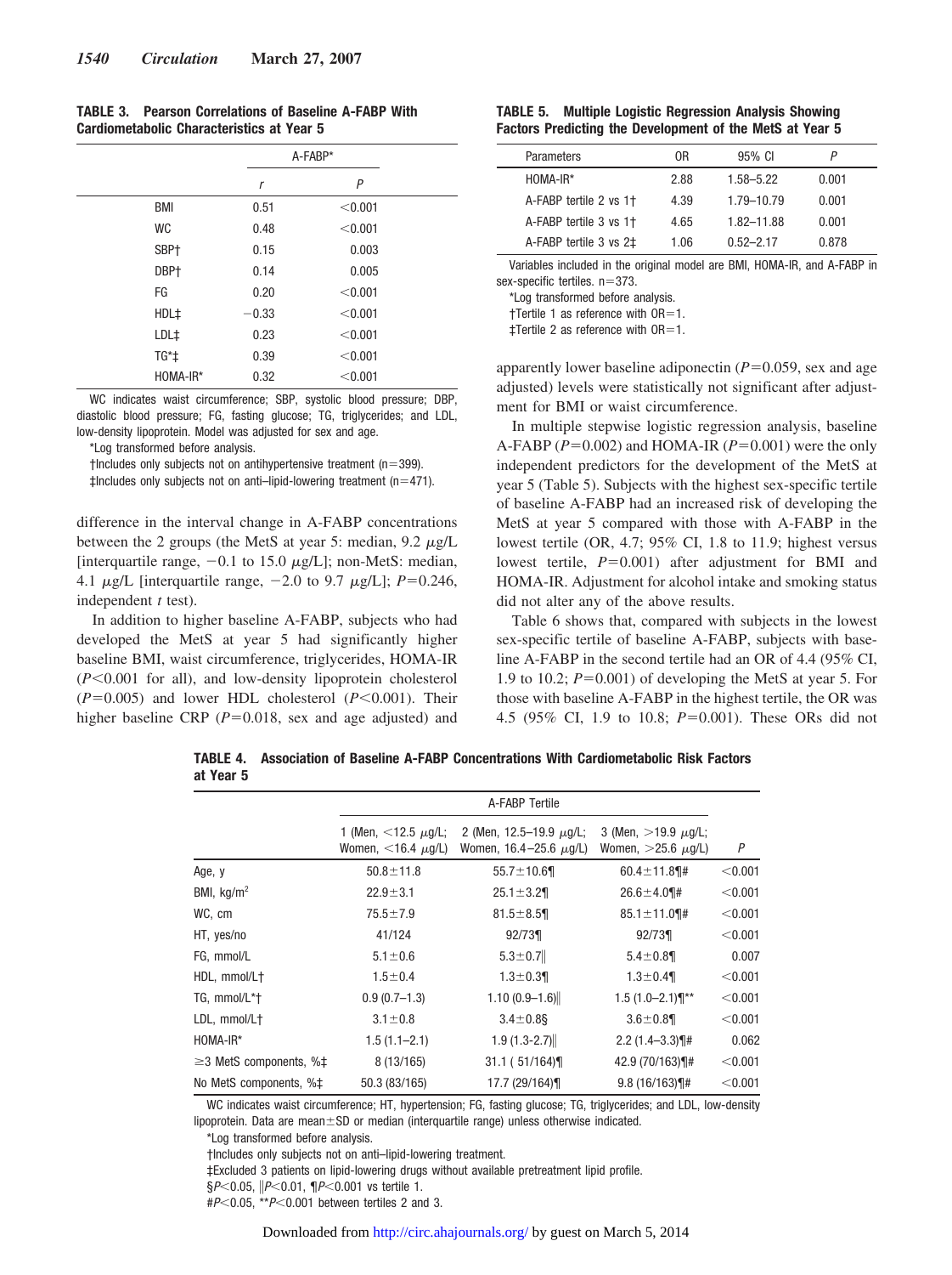**TABLE 3. Pearson Correlations of Baseline A-FABP With Cardiometabolic Characteristics at Year 5**

| | A-FABP* | |
|---|---|---|
| | *r* | *P* |
| BMI | 0.51 | <0.001 |
| WC | 0.48 | <0.001 |
| SBP† | 0.15 | 0.003 |
| DBP† | 0.14 | 0.005 |
| FG | 0.20 | <0.001 |
| HDL‡ | −0.33 | <0.001 |
| LDL‡ | 0.23 | <0.001 |
| TG*‡ | 0.39 | <0.001 |
| HOMA-IR* | 0.32 | <0.001 |

WC indicates waist circumference; SBP, systolic blood pressure; DBP, diastolic blood pressure; FG, fasting glucose; TG, triglycerides; and LDL, low-density lipoprotein. Model was adjusted for sex and age.

*Log transformed before analysis.

†Includes only subjects not on antihypertensive treatment (n=399).

‡Includes only subjects not on anti–lipid-lowering treatment (n=471).

difference in the interval change in A-FABP concentrations between the 2 groups (the MetS at year 5: median, 9.2 μg/L [interquartile range, −0.1 to 15.0 μg/L]; non-MetS: median, 4.1 μg/L [interquartile range, −2.0 to 9.7 μg/L]; *P*=0.246, independent *t* test).

In addition to higher baseline A-FABP, subjects who had developed the MetS at year 5 had significantly higher baseline BMI, waist circumference, triglycerides, HOMA-IR (*P*<0.001 for all), and low-density lipoprotein cholesterol (*P*=0.005) and lower HDL cholesterol (*P*<0.001). Their higher baseline CRP (*P*=0.018, sex and age adjusted) and apparently lower baseline adiponectin (*P*=0.059, sex and age adjusted) levels were statistically not significant after adjustment for BMI or waist circumference.

**TABLE 5. Multiple Logistic Regression Analysis Showing Factors Predicting the Development of the MetS at Year 5**

| Parameters | OR | 95% CI | *P* |
|---|---|---|---|
| HOMA-IR* | 2.88 | 1.58–5.22 | 0.001 |
| A-FABP tertile 2 vs 1† | 4.39 | 1.79–10.79 | 0.001 |
| A-FABP tertile 3 vs 1† | 4.65 | 1.82–11.88 | 0.001 |
| A-FABP tertile 3 vs 2‡ | 1.06 | 0.52–2.17 | 0.878 |

Variables included in the original model are BMI, HOMA-IR, and A-FABP in sex-specific tertiles. n=373.

*Log transformed before analysis.

†Tertile 1 as reference with OR=1.

‡Tertile 2 as reference with OR=1.

In multiple stepwise logistic regression analysis, baseline A-FABP (*P*=0.002) and HOMA-IR (*P*=0.001) were the only independent predictors for the development of the MetS at year 5 (Table 5). Subjects with the highest sex-specific tertile of baseline A-FABP had an increased risk of developing the MetS at year 5 compared with those with A-FABP in the lowest tertile (OR, 4.7; 95% CI, 1.8 to 11.9; highest versus lowest tertile, *P*=0.001) after adjustment for BMI and HOMA-IR. Adjustment for alcohol intake and smoking status did not alter any of the above results.

Table 6 shows that, compared with subjects in the lowest sex-specific tertile of baseline A-FABP, subjects with baseline A-FABP in the second tertile had an OR of 4.4 (95% CI, 1.9 to 10.2; *P*=0.001) of developing the MetS at year 5. For those with baseline A-FABP in the highest tertile, the OR was 4.5 (95% CI, 1.9 to 10.8; *P*=0.001). These ORs did not

**TABLE 4. Association of Baseline A-FABP Concentrations With Cardiometabolic Risk Factors at Year 5**

| | A-FABP Tertile | | | |
|---|---|---|---|---|
| | 1 (Men, <12.5 μg/L; Women, <16.4 μg/L) | 2 (Men, 12.5–19.9 μg/L; Women, 16.4–25.6 μg/L) | 3 (Men, >19.9 μg/L; Women, >25.6 μg/L) | *P* |
| Age, y | 50.8±11.8 | 55.7±10.6¶ | 60.4±11.8¶# | <0.001 |
| BMI, kg/m² | 22.9±3.1 | 25.1±3.2¶ | 26.6±4.0¶# | <0.001 |
| WC, cm | 75.5±7.9 | 81.5±8.5¶ | 85.1±11.0¶# | <0.001 |
| HT, yes/no | 41/124 | 92/73¶ | 92/73¶ | <0.001 |
| FG, mmol/L | 5.1±0.6 | 5.3±0.7‖ | 5.4±0.8¶ | 0.007 |
| HDL, mmol/L† | 1.5±0.4 | 1.3±0.3¶ | 1.3±0.4¶ | <0.001 |
| TG, mmol/L*† | 0.9 (0.7–1.3) | 1.10 (0.9–1.6)‖ | 1.5 (1.0–2.1)¶** | <0.001 |
| LDL, mmol/L† | 3.1±0.8 | 3.4±0.8§ | 3.6±0.8¶ | <0.001 |
| HOMA-IR* | 1.5 (1.1–2.1) | 1.9 (1.3-2.7)‖ | 2.2 (1.4–3.3)¶# | 0.062 |
| ≥3 MetS components, %‡ | 8 (13/165) | 31.1 ( 51/164)¶ | 42.9 (70/163)¶# | <0.001 |
| No MetS components, %‡ | 50.3 (83/165) | 17.7 (29/164)¶ | 9.8 (16/163)¶# | <0.001 |

WC indicates waist circumference; HT, hypertension; FG, fasting glucose; TG, triglycerides; and LDL, low-density lipoprotein. Data are mean±SD or median (interquartile range) unless otherwise indicated.

*Log transformed before analysis.

†Includes only subjects not on anti–lipid-lowering treatment.

‡Excluded 3 patients on lipid-lowering drugs without available pretreatment lipid profile.

§*P*<0.05, ‖*P*<0.01, ¶*P*<0.001 vs tertile 1.

#*P*<0.05, ***P*<0.001 between tertiles 2 and 3.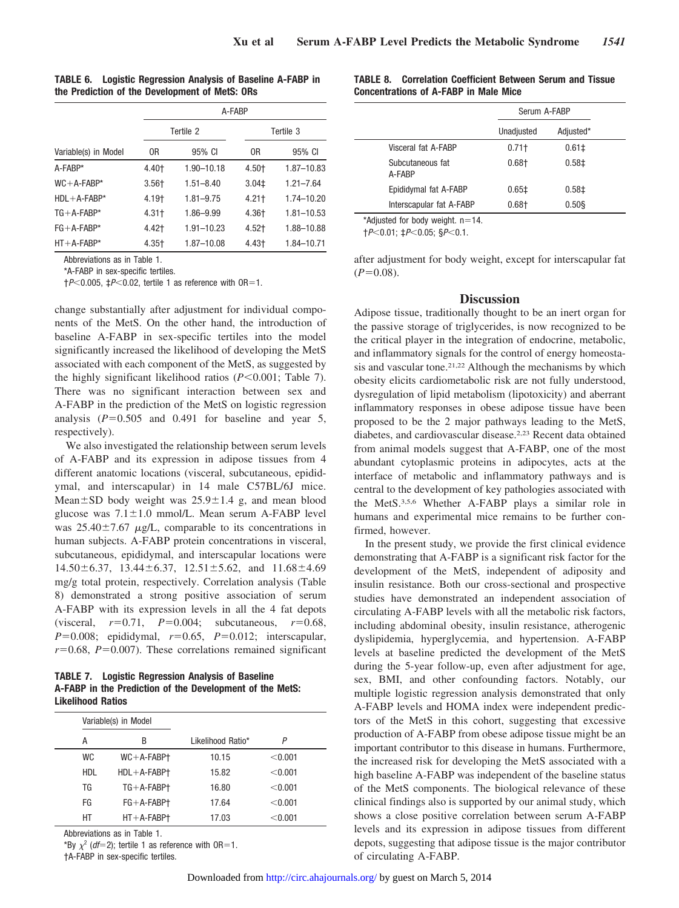**TABLE 6. Logistic Regression Analysis of Baseline A-FABP in the Prediction of the Development of MetS: ORs**

| | A-FABP | | | |
|---|---|---|---|---|
| | Tertile 2 | | Tertile 3 | |
| Variable(s) in Model | OR | 95% CI | OR | 95% CI |
| A-FABP* | 4.40† | 1.90–10.18 | 4.50† | 1.87–10.83 |
| WC+A-FABP* | 3.56† | 1.51–8.40 | 3.04‡ | 1.21–7.64 |
| HDL+A-FABP* | 4.19† | 1.81–9.75 | 4.21† | 1.74–10.20 |
| TG+A-FABP* | 4.31† | 1.86–9.99 | 4.36† | 1.81–10.53 |
| FG+A-FABP* | 4.42† | 1.91–10.23 | 4.52† | 1.88–10.88 |
| HT+A-FABP* | 4.35† | 1.87–10.08 | 4.43† | 1.84–10.71 |

Abbreviations as in Table 1.
*A-FABP in sex-specific tertiles.
†$P<0.005$, ‡$P<0.02$, tertile 1 as reference with OR=1.

change substantially after adjustment for individual components of the MetS. On the other hand, the introduction of baseline A-FABP in sex-specific tertiles into the model significantly increased the likelihood of developing the MetS associated with each component of the MetS, as suggested by the highly significant likelihood ratios ($P<0.001$; Table 7). There was no significant interaction between sex and A-FABP in the prediction of the MetS on logistic regression analysis ($P=0.505$ and 0.491 for baseline and year 5, respectively).

We also investigated the relationship between serum levels of A-FABP and its expression in adipose tissues from 4 different anatomic locations (visceral, subcutaneous, epididymal, and interscapular) in 14 male C57BL/6J mice. Mean±SD body weight was 25.9±1.4 g, and mean blood glucose was 7.1±1.0 mmol/L. Mean serum A-FABP level was 25.40±7.67 μg/L, comparable to its concentrations in human subjects. A-FABP protein concentrations in visceral, subcutaneous, epididymal, and interscapular locations were 14.50±6.37, 13.44±6.37, 12.51±5.62, and 11.68±4.69 mg/g total protein, respectively. Correlation analysis (Table 8) demonstrated a strong positive association of serum A-FABP with its expression levels in all the 4 fat depots (visceral, $r=0.71$, $P=0.004$; subcutaneous, $r=0.68$, $P=0.008$; epididymal, $r=0.65$, $P=0.012$; interscapular, $r=0.68$, $P=0.007$). These correlations remained significant after adjustment for body weight, except for interscapular fat ($P=0.08$).

**TABLE 7. Logistic Regression Analysis of Baseline A-FABP in the Prediction of the Development of the MetS: Likelihood Ratios**

| Variable(s) in Model | | | |
|---|---|---|---|
| A | B | Likelihood Ratio* | P |
| WC | WC+A-FABP† | 10.15 | <0.001 |
| HDL | HDL+A-FABP† | 15.82 | <0.001 |
| TG | TG+A-FABP† | 16.80 | <0.001 |
| FG | FG+A-FABP† | 17.64 | <0.001 |
| HT | HT+A-FABP† | 17.03 | <0.001 |

Abbreviations as in Table 1.
*By $\chi^2$ ($df=2$); tertile 1 as reference with OR=1.
†A-FABP in sex-specific tertiles.

**TABLE 8. Correlation Coefficient Between Serum and Tissue Concentrations of A-FABP in Male Mice**

| | Serum A-FABP | |
|---|---|---|
| | Unadjusted | Adjusted* |
| Visceral fat A-FABP | 0.71† | 0.61‡ |
| Subcutaneous fat A-FABP | 0.68† | 0.58‡ |
| Epididymal fat A-FABP | 0.65‡ | 0.58‡ |
| Interscapular fat A-FABP | 0.68† | 0.50§ |

*Adjusted for body weight. n=14.
†$P<0.01$; ‡$P<0.05$; §$P<0.1$.

## Discussion

Adipose tissue, traditionally thought to be an inert organ for the passive storage of triglycerides, is now recognized to be the critical player in the integration of endocrine, metabolic, and inflammatory signals for the control of energy homeostasis and vascular tone.[21,22] Although the mechanisms by which obesity elicits cardiometabolic risk are not fully understood, dysregulation of lipid metabolism (lipotoxicity) and aberrant inflammatory responses in obese adipose tissue have been proposed to be the 2 major pathways leading to the MetS, diabetes, and cardiovascular disease.[2,23] Recent data obtained from animal models suggest that A-FABP, one of the most abundant cytoplasmic proteins in adipocytes, acts at the interface of metabolic and inflammatory pathways and is central to the development of key pathologies associated with the MetS.[3,5,6] Whether A-FABP plays a similar role in humans and experimental mice remains to be further confirmed, however.

In the present study, we provide the first clinical evidence demonstrating that A-FABP is a significant risk factor for the development of the MetS, independent of adiposity and insulin resistance. Both our cross-sectional and prospective studies have demonstrated an independent association of circulating A-FABP levels with all the metabolic risk factors, including abdominal obesity, insulin resistance, atherogenic dyslipidemia, hyperglycemia, and hypertension. A-FABP levels at baseline predicted the development of the MetS during the 5-year follow-up, even after adjustment for age, sex, BMI, and other confounding factors. Notably, our multiple logistic regression analysis demonstrated that only A-FABP levels and HOMA index were independent predictors of the MetS in this cohort, suggesting that excessive production of A-FABP from obese adipose tissue might be an important contributor to this disease in humans. Furthermore, the increased risk for developing the MetS associated with a high baseline A-FABP was independent of the baseline status of the MetS components. The biological relevance of these clinical findings also is supported by our animal study, which shows a close positive correlation between serum A-FABP levels and its expression in adipose tissues from different depots, suggesting that adipose tissue is the major contributor of circulating A-FABP.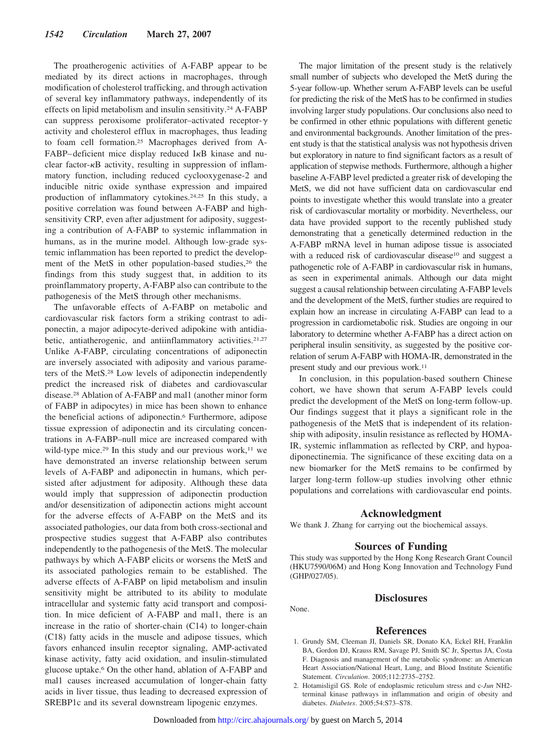The proatherogenic activities of A-FABP appear to be mediated by its direct actions in macrophages, through modification of cholesterol trafficking, and through activation of several key inflammatory pathways, independently of its effects on lipid metabolism and insulin sensitivity.[24] A-FABP can suppress peroxisome proliferator–activated receptor-$\gamma$ activity and cholesterol efflux in macrophages, thus leading to foam cell formation.[25] Macrophages derived from A-FABP–deficient mice display reduced I$\kappa$B kinase and nuclear factor-$\kappa$B activity, resulting in suppression of inflammatory function, including reduced cyclooxygenase-2 and inducible nitric oxide synthase expression and impaired production of inflammatory cytokines.[24,25] In this study, a positive correlation was found between A-FABP and high-sensitivity CRP, even after adjustment for adiposity, suggesting a contribution of A-FABP to systemic inflammation in humans, as in the murine model. Although low-grade systemic inflammation has been reported to predict the development of the MetS in other population-based studies,[26] the findings from this study suggest that, in addition to its proinflammatory property, A-FABP also can contribute to the pathogenesis of the MetS through other mechanisms.

The unfavorable effects of A-FABP on metabolic and cardiovascular risk factors form a striking contrast to adiponectin, a major adipocyte-derived adipokine with antidiabetic, antiatherogenic, and antiinflammatory activities.[21,27] Unlike A-FABP, circulating concentrations of adiponectin are inversely associated with adiposity and various parameters of the MetS.[28] Low levels of adiponectin independently predict the increased risk of diabetes and cardiovascular disease.[28] Ablation of A-FABP and mal1 (another minor form of FABP in adipocytes) in mice has been shown to enhance the beneficial actions of adiponectin.[6] Furthermore, adipose tissue expression of adiponectin and its circulating concentrations in A-FABP–null mice are increased compared with wild-type mice.[29] In this study and our previous work,[11] we have demonstrated an inverse relationship between serum levels of A-FABP and adiponectin in humans, which persisted after adjustment for adiposity. Although these data would imply that suppression of adiponectin production and/or desensitization of adiponectin actions might account for the adverse effects of A-FABP on the MetS and its associated pathologies, our data from both cross-sectional and prospective studies suggest that A-FABP also contributes independently to the pathogenesis of the MetS. The molecular pathways by which A-FABP elicits or worsens the MetS and its associated pathologies remain to be established. The adverse effects of A-FABP on lipid metabolism and insulin sensitivity might be attributed to its ability to modulate intracellular and systemic fatty acid transport and composition. In mice deficient of A-FABP and mal1, there is an increase in the ratio of shorter-chain (C14) to longer-chain (C18) fatty acids in the muscle and adipose tissues, which favors enhanced insulin receptor signaling, AMP-activated kinase activity, fatty acid oxidation, and insulin-stimulated glucose uptake.[6] On the other hand, ablation of A-FABP and mal1 causes increased accumulation of longer-chain fatty acids in liver tissue, thus leading to decreased expression of SREBP1c and its several downstream lipogenic enzymes.

The major limitation of the present study is the relatively small number of subjects who developed the MetS during the 5-year follow-up. Whether serum A-FABP levels can be useful for predicting the risk of the MetS has to be confirmed in studies involving larger study populations. Our conclusions also need to be confirmed in other ethnic populations with different genetic and environmental backgrounds. Another limitation of the present study is that the statistical analysis was not hypothesis driven but exploratory in nature to find significant factors as a result of application of stepwise methods. Furthermore, although a higher baseline A-FABP level predicted a greater risk of developing the MetS, we did not have sufficient data on cardiovascular end points to investigate whether this would translate into a greater risk of cardiovascular mortality or morbidity. Nevertheless, our data have provided support to the recently published study demonstrating that a genetically determined reduction in the A-FABP mRNA level in human adipose tissue is associated with a reduced risk of cardiovascular disease[10] and suggest a pathogenetic role of A-FABP in cardiovascular risk in humans, as seen in experimental animals. Although our data might suggest a causal relationship between circulating A-FABP levels and the development of the MetS, further studies are required to explain how an increase in circulating A-FABP can lead to a progression in cardiometabolic risk. Studies are ongoing in our laboratory to determine whether A-FABP has a direct action on peripheral insulin sensitivity, as suggested by the positive correlation of serum A-FABP with HOMA-IR, demonstrated in the present study and our previous work.[11]

In conclusion, in this population-based southern Chinese cohort, we have shown that serum A-FABP levels could predict the development of the MetS on long-term follow-up. Our findings suggest that it plays a significant role in the pathogenesis of the MetS that is independent of its relationship with adiposity, insulin resistance as reflected by HOMA-IR, systemic inflammation as reflected by CRP, and hypoadiponectinemia. The significance of these exciting data on a new biomarker for the MetS remains to be confirmed by larger long-term follow-up studies involving other ethnic populations and correlations with cardiovascular end points.

## Acknowledgment

We thank J. Zhang for carrying out the biochemical assays.

## Sources of Funding

This study was supported by the Hong Kong Research Grant Council (HKU7590/06M) and Hong Kong Innovation and Technology Fund (GHP/027/05).

## Disclosures

None.

## References

1. Grundy SM, Cleeman JI, Daniels SR, Donato KA, Eckel RH, Franklin BA, Gordon DJ, Krauss RM, Savage PJ, Smith SC Jr, Spertus JA, Costa F. Diagnosis and management of the metabolic syndrome: an American Heart Association/National Heart, Lung, and Blood Institute Scientific Statement. *Circulation*. 2005;112:2735–2752.
2. Hotamisligil GS. Role of endoplasmic reticulum stress and c-*Jun* NH2-terminal kinase pathways in inflammation and origin of obesity and diabetes. *Diabetes*. 2005;54:S73–S78.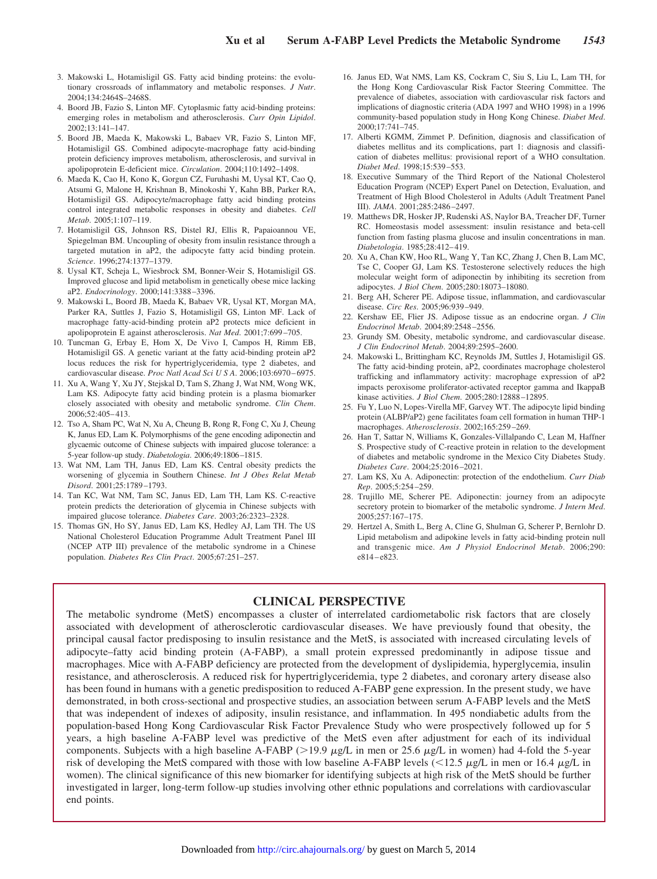3. Makowski L, Hotamisligil GS. Fatty acid binding proteins: the evolutionary crossroads of inflammatory and metabolic responses. *J Nutr*. 2004;134:2464S–2468S.
4. Boord JB, Fazio S, Linton MF. Cytoplasmic fatty acid-binding proteins: emerging roles in metabolism and atherosclerosis. *Curr Opin Lipidol*. 2002;13:141–147.
5. Boord JB, Maeda K, Makowski L, Babaev VR, Fazio S, Linton MF, Hotamisligil GS. Combined adipocyte-macrophage fatty acid-binding protein deficiency improves metabolism, atherosclerosis, and survival in apolipoprotein E-deficient mice. *Circulation*. 2004;110:1492–1498.
6. Maeda K, Cao H, Kono K, Gorgun CZ, Furuhashi M, Uysal KT, Cao Q, Atsumi G, Malone H, Krishnan B, Minokoshi Y, Kahn BB, Parker RA, Hotamisligil GS. Adipocyte/macrophage fatty acid binding proteins control integrated metabolic responses in obesity and diabetes. *Cell Metab*. 2005;1:107–119.
7. Hotamisligil GS, Johnson RS, Distel RJ, Ellis R, Papaioannou VE, Spiegelman BM. Uncoupling of obesity from insulin resistance through a targeted mutation in aP2, the adipocyte fatty acid binding protein. *Science*. 1996;274:1377–1379.
8. Uysal KT, Scheja L, Wiesbrock SM, Bonner-Weir S, Hotamisligil GS. Improved glucose and lipid metabolism in genetically obese mice lacking aP2. *Endocrinology*. 2000;141:3388–3396.
9. Makowski L, Boord JB, Maeda K, Babaev VR, Uysal KT, Morgan MA, Parker RA, Suttles J, Fazio S, Hotamisligil GS, Linton MF. Lack of macrophage fatty-acid-binding protein aP2 protects mice deficient in apolipoprotein E against atherosclerosis. *Nat Med*. 2001;7:699–705.
10. Tuncman G, Erbay E, Hom X, De Vivo I, Campos H, Rimm EB, Hotamisligil GS. A genetic variant at the fatty acid-binding protein aP2 locus reduces the risk for hypertriglyceridemia, type 2 diabetes, and cardiovascular disease. *Proc Natl Acad Sci U S A*. 2006;103:6970–6975.
11. Xu A, Wang Y, Xu JY, Stejskal D, Tam S, Zhang J, Wat NM, Wong WK, Lam KS. Adipocyte fatty acid binding protein is a plasma biomarker closely associated with obesity and metabolic syndrome. *Clin Chem*. 2006;52:405–413.
12. Tso A, Sham PC, Wat N, Xu A, Cheung B, Rong R, Fong C, Xu J, Cheung K, Janus ED, Lam K. Polymorphisms of the gene encoding adiponectin and glycaemic outcome of Chinese subjects with impaired glucose tolerance: a 5-year follow-up study. *Diabetologia*. 2006;49:1806–1815.
13. Wat NM, Lam TH, Janus ED, Lam KS. Central obesity predicts the worsening of glycemia in Southern Chinese. *Int J Obes Relat Metab Disord*. 2001;25:1789–1793.
14. Tan KC, Wat NM, Tam SC, Janus ED, Lam TH, Lam KS. C-reactive protein predicts the deterioration of glycemia in Chinese subjects with impaired glucose tolerance. *Diabetes Care*. 2003;26:2323–2328.
15. Thomas GN, Ho SY, Janus ED, Lam KS, Hedley AJ, Lam TH. The US National Cholesterol Education Programme Adult Treatment Panel III (NCEP ATP III) prevalence of the metabolic syndrome in a Chinese population. *Diabetes Res Clin Pract*. 2005;67:251–257.
16. Janus ED, Wat NMS, Lam KS, Cockram C, Siu S, Liu L, Lam TH, for the Hong Kong Cardiovascular Risk Factor Steering Committee. The prevalence of diabetes, association with cardiovascular risk factors and implications of diagnostic criteria (ADA 1997 and WHO 1998) in a 1996 community-based population study in Hong Kong Chinese. *Diabet Med*. 2000;17:741–745.
17. Alberti KGMM, Zimmet P. Definition, diagnosis and classification of diabetes mellitus and its complications, part 1: diagnosis and classification of diabetes mellitus: provisional report of a WHO consultation. *Diabet Med*. 1998;15:539–553.
18. Executive Summary of the Third Report of the National Cholesterol Education Program (NCEP) Expert Panel on Detection, Evaluation, and Treatment of High Blood Cholesterol in Adults (Adult Treatment Panel III). *JAMA*. 2001;285:2486–2497.
19. Matthews DR, Hosker JP, Rudenski AS, Naylor BA, Treacher DF, Turner RC. Homeostasis model assessment: insulin resistance and beta-cell function from fasting plasma glucose and insulin concentrations in man. *Diabetologia*. 1985;28:412–419.
20. Xu A, Chan KW, Hoo RL, Wang Y, Tan KC, Zhang J, Chen B, Lam MC, Tse C, Cooper GJ, Lam KS. Testosterone selectively reduces the high molecular weight form of adiponectin by inhibiting its secretion from adipocytes. *J Biol Chem*. 2005;280:18073–18080.
21. Berg AH, Scherer PE. Adipose tissue, inflammation, and cardiovascular disease. *Circ Res*. 2005;96:939–949.
22. Kershaw EE, Flier JS. Adipose tissue as an endocrine organ. *J Clin Endocrinol Metab*. 2004;89:2548–2556.
23. Grundy SM. Obesity, metabolic syndrome, and cardiovascular disease. *J Clin Endocrinol Metab*. 2004;89:2595–2600.
24. Makowski L, Brittingham KC, Reynolds JM, Suttles J, Hotamisligil GS. The fatty acid-binding protein, aP2, coordinates macrophage cholesterol trafficking and inflammatory activity: macrophage expression of aP2 impacts peroxisome proliferator-activated receptor gamma and IkappaB kinase activities. *J Biol Chem*. 2005;280:12888–12895.
25. Fu Y, Luo N, Lopes-Virella MF, Garvey WT. The adipocyte lipid binding protein (ALBP/aP2) gene facilitates foam cell formation in human THP-1 macrophages. *Atherosclerosis*. 2002;165:259–269.
26. Han T, Sattar N, Williams K, Gonzales-Villalpando C, Lean M, Haffner S. Prospective study of C-reactive protein in relation to the development of diabetes and metabolic syndrome in the Mexico City Diabetes Study. *Diabetes Care*. 2004;25:2016–2021.
27. Lam KS, Xu A. Adiponectin: protection of the endothelium. *Curr Diab Rep*. 2005;5:254–259.
28. Trujillo ME, Scherer PE. Adiponectin: journey from an adipocyte secretory protein to biomarker of the metabolic syndrome. *J Intern Med*. 2005;257:167–175.
29. Hertzel A, Smith L, Berg A, Cline G, Shulman G, Scherer P, Bernlohr D. Lipid metabolism and adipokine levels in fatty acid-binding protein null and transgenic mice. *Am J Physiol Endocrinol Metab*. 2006;290: e814–e823.

## CLINICAL PERSPECTIVE

The metabolic syndrome (MetS) encompasses a cluster of interrelated cardiometabolic risk factors that are closely associated with development of atherosclerotic cardiovascular diseases. We have previously found that obesity, the principal causal factor predisposing to insulin resistance and the MetS, is associated with increased circulating levels of adipocyte–fatty acid binding protein (A-FABP), a small protein expressed predominantly in adipose tissue and macrophages. Mice with A-FABP deficiency are protected from the development of dyslipidemia, hyperglycemia, insulin resistance, and atherosclerosis. A reduced risk for hypertriglyceridemia, type 2 diabetes, and coronary artery disease also has been found in humans with a genetic predisposition to reduced A-FABP gene expression. In the present study, we have demonstrated, in both cross-sectional and prospective studies, an association between serum A-FABP levels and the MetS that was independent of indexes of adiposity, insulin resistance, and inflammation. In 495 nondiabetic adults from the population-based Hong Kong Cardiovascular Risk Factor Prevalence Study who were prospectively followed up for 5 years, a high baseline A-FABP level was predictive of the MetS even after adjustment for each of its individual components. Subjects with a high baseline A-FABP (>19.9 $\mu$g/L in men or 25.6 $\mu$g/L in women) had 4-fold the 5-year risk of developing the MetS compared with those with low baseline A-FABP levels (<12.5 $\mu$g/L in men or 16.4 $\mu$g/L in women). The clinical significance of this new biomarker for identifying subjects at high risk of the MetS should be further investigated in larger, long-term follow-up studies involving other ethnic populations and correlations with cardiovascular end points.